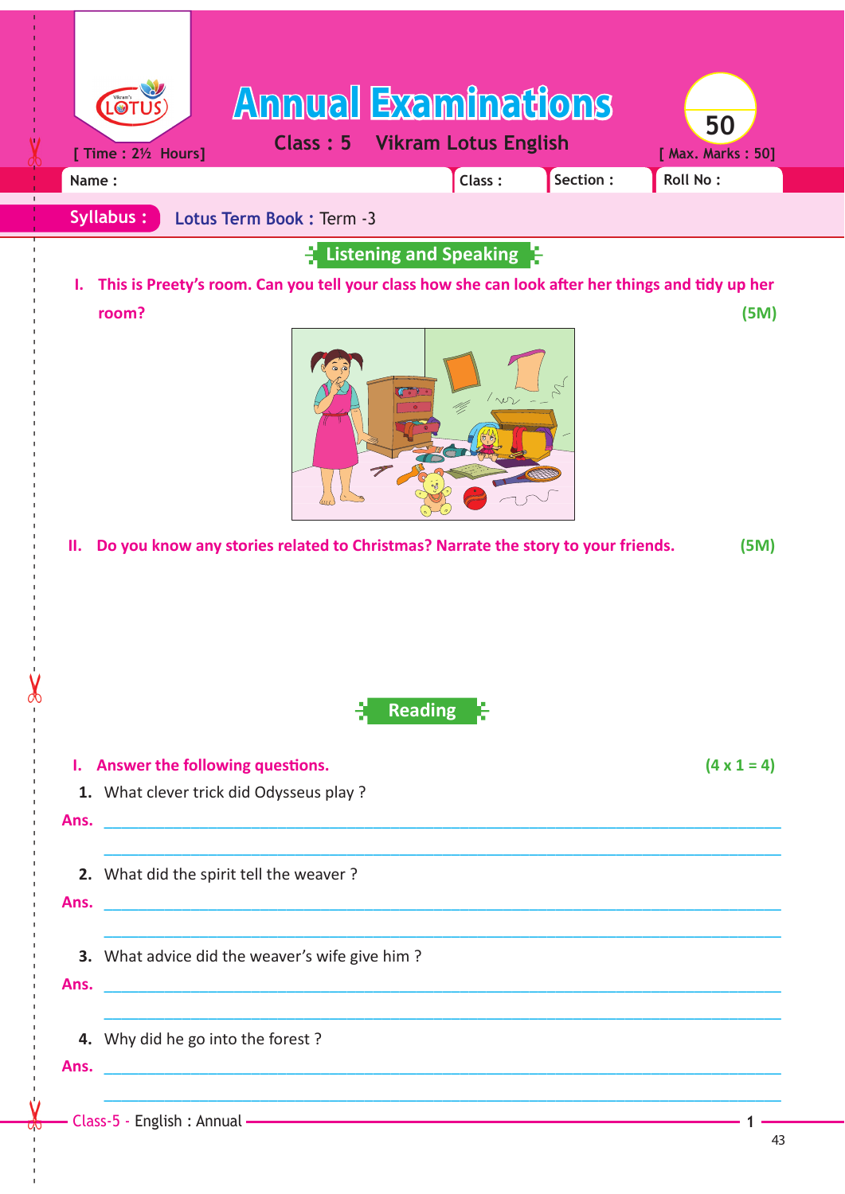# Annual Examinations

**Class : 5 Vikram Lotus English**

[ Time : 2½ Hours] [ Max. Marks : 50]

Name : Class : Section : Roll No :

**Syllabus :** Lotus Term Book : Term -3

## Listening and Speaking

**I. This is Preety's room. Can you tell your class how she can look after her things and tidy up her room?** **(5M)**

**II. Do you know any stories related to Christmas? Narrate the story to your friends.** **(5M)**

## Reading

**I. Answer the following questions.** **(4 x 1 = 4)**

1. What clever trick did Odysseus play ?

Ans. ______________________________________________

______________________________________________

2. What did the spirit tell the weaver ?

Ans. ______________________________________________

______________________________________________

3. What advice did the weaver's wife give him ?

Ans. ______________________________________________

______________________________________________

4. Why did he go into the forest ?

Ans. ______________________________________________

______________________________________________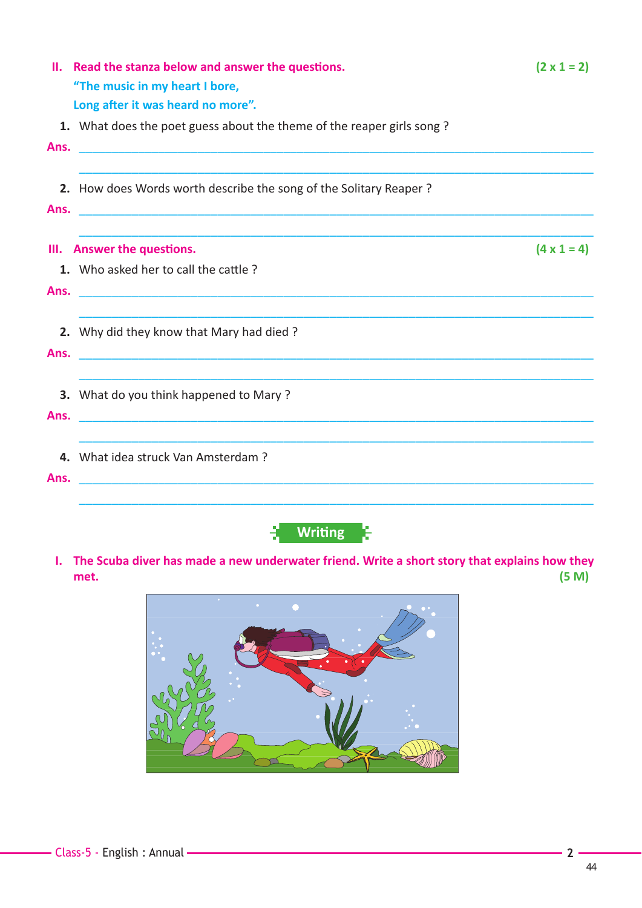**II. Read the stanza below and answer the questions.** **(2 x 1 = 2)**

**"The music in my heart I bore,**
**Long after it was heard no more".**

1. What does the poet guess about the theme of the reaper girls song ?

**Ans.** ______________________________________________________________

______________________________________________________________

2. How does Words worth describe the song of the Solitary Reaper ?

**Ans.** ______________________________________________________________

______________________________________________________________

**III. Answer the questions.** **(4 x 1 = 4)**

1. Who asked her to call the cattle ?

**Ans.** ______________________________________________________________

______________________________________________________________

2. Why did they know that Mary had died ?

**Ans.** ______________________________________________________________

______________________________________________________________

3. What do you think happened to Mary ?

**Ans.** ______________________________________________________________

______________________________________________________________

4. What idea struck Van Amsterdam ?

**Ans.** ______________________________________________________________

______________________________________________________________

## Writing

**I. The Scuba diver has made a new underwater friend. Write a short story that explains how they met.** **(5 M)**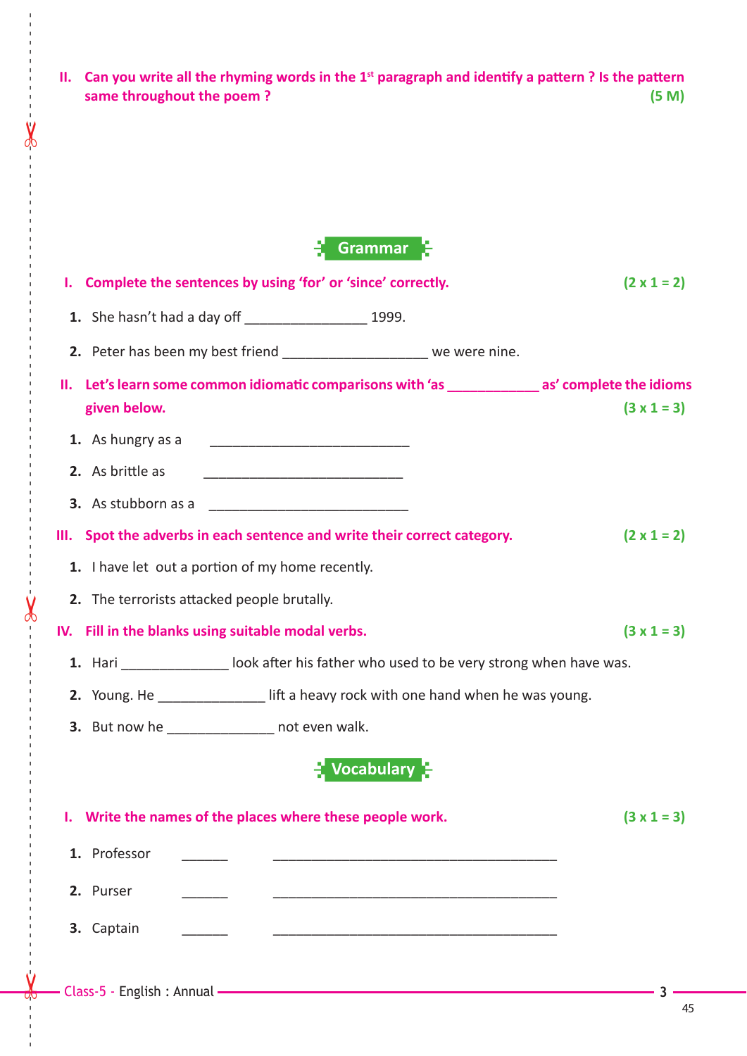**II. Can you write all the rhyming words in the 1st paragraph and identify a pattern ? Is the pattern same throughout the poem ?** **(5 M)**

## Grammar

**I. Complete the sentences by using 'for' or 'since' correctly.** **(2 x 1 = 2)**

1. She hasn't had a day off ________________ 1999.
2. Peter has been my best friend ___________________ we were nine.

**II. Let's learn some common idiomatic comparisons with 'as ____________ as' complete the idioms given below.** **(3 x 1 = 3)**

1. As hungry as a ___________________________
2. As brittle as ___________________________
3. As stubborn as a ___________________________

**III. Spot the adverbs in each sentence and write their correct category.** **(2 x 1 = 2)**

1. I have let out a portion of my home recently.
2. The terrorists attacked people brutally.

**IV. Fill in the blanks using suitable modal verbs.** **(3 x 1 = 3)**

1. Hari ______________ look after his father who used to be very strong when have was.
2. Young. He ______________ lift a heavy rock with one hand when he was young.
3. But now he ______________ not even walk.

## Vocabulary

**I. Write the names of the places where these people work.** **(3 x 1 = 3)**

1. Professor ______ ______________________________________
2. Purser ______ ______________________________________
3. Captain ______ ______________________________________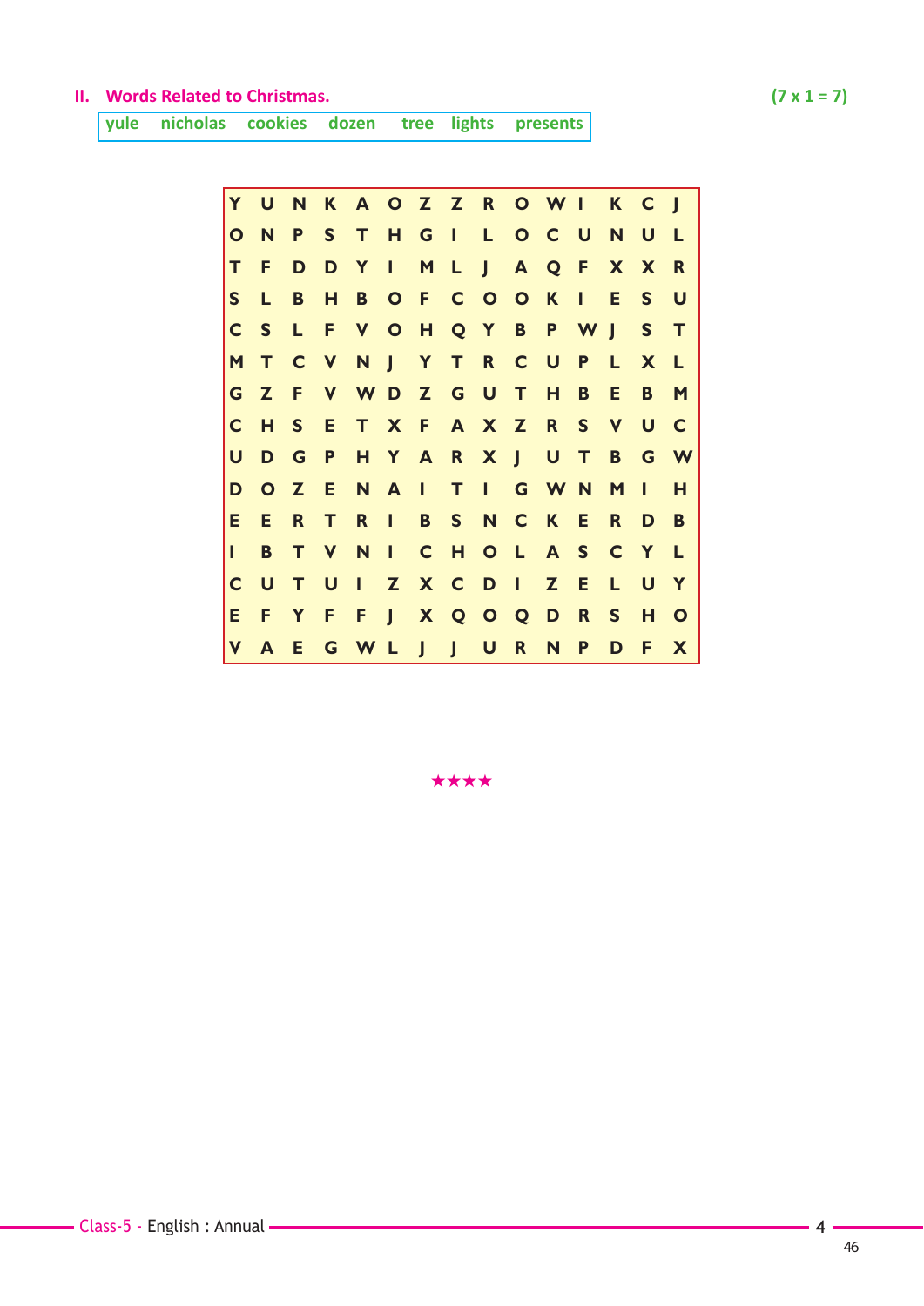## II. Words Related to Christmas. (7 x 1 = 7)

| yule | nicholas | cookies | dozen | tree | lights | presents |
|---|---|---|---|---|---|---|

| | | | | | | | | | | | | | | |
|---|---|---|---|---|---|---|---|---|---|---|---|---|---|---|
| Y | U | N | K | A | O | Z | Z | R | O | W | I | K | C | J |
| O | N | P | S | T | H | G | I | L | O | C | U | N | U | L |
| T | F | D | D | Y | I | M | L | J | A | Q | F | X | X | R |
| S | L | B | H | B | O | F | C | O | O | K | I | E | S | U |
| C | S | L | F | V | O | H | Q | Y | B | P | W | J | S | T |
| M | T | C | V | N | J | Y | T | R | C | U | P | L | X | L |
| G | Z | F | V | W | D | Z | G | U | T | H | B | E | B | M |
| C | H | S | E | T | X | F | A | X | Z | R | S | V | U | C |
| U | D | G | P | H | Y | A | R | X | J | U | T | B | G | W |
| D | O | Z | E | N | A | I | T | I | G | W | N | M | I | H |
| E | E | R | T | R | I | B | S | N | C | K | E | R | D | B |
| I | B | T | V | N | I | C | H | O | L | A | S | C | Y | L |
| C | U | T | U | I | Z | X | C | D | I | Z | E | L | U | Y |
| E | F | Y | F | F | J | X | Q | O | Q | D | R | S | H | O |
| V | A | E | G | W | L | J | J | U | R | N | P | D | F | X |

★★★★